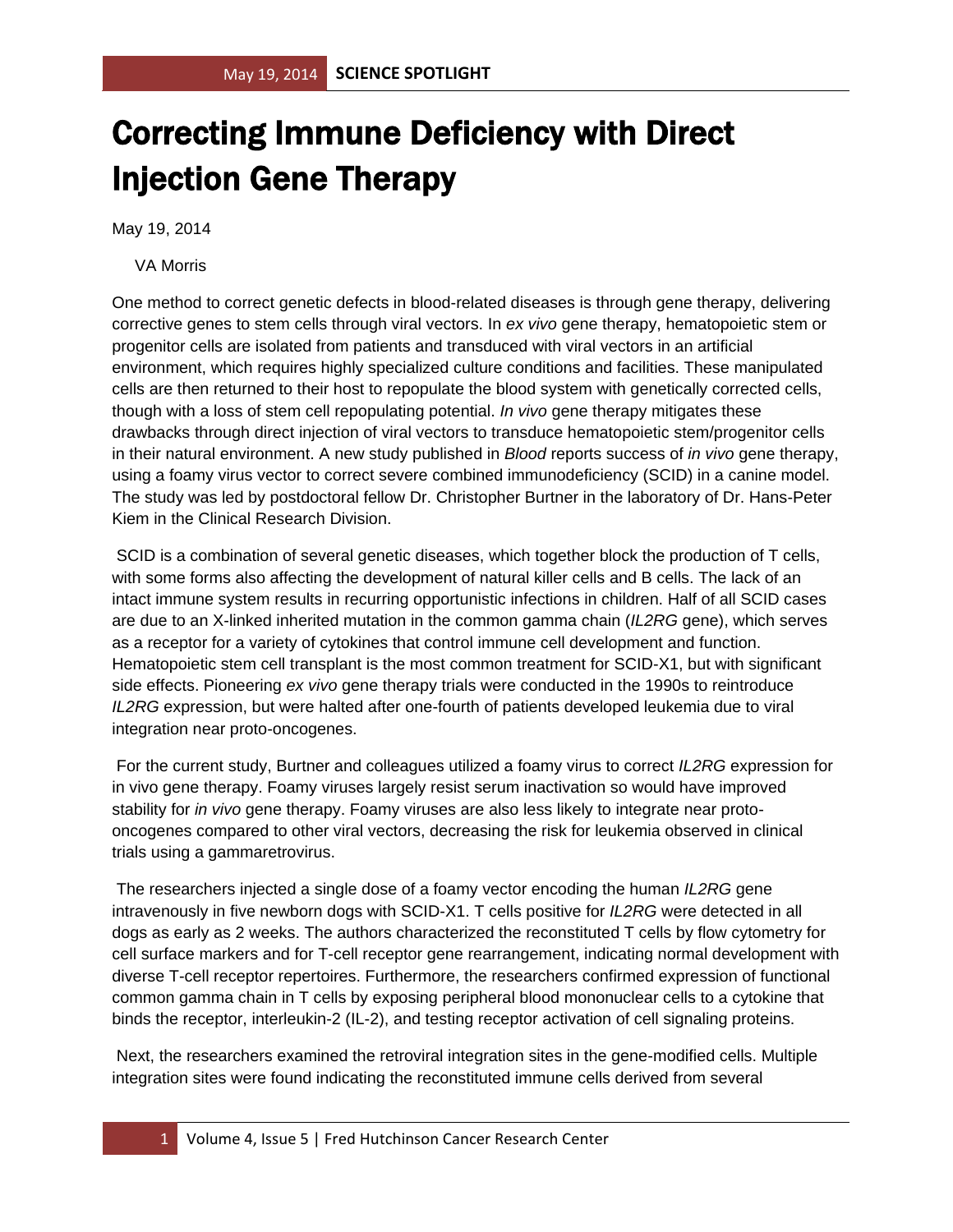# Correcting Immune Deficiency with Direct Injection Gene Therapy

May 19, 2014

VA Morris

One method to correct genetic defects in blood-related diseases is through gene therapy, delivering corrective genes to stem cells through viral vectors. In *ex vivo* gene therapy, hematopoietic stem or progenitor cells are isolated from patients and transduced with viral vectors in an artificial environment, which requires highly specialized culture conditions and facilities. These manipulated cells are then returned to their host to repopulate the blood system with genetically corrected cells, though with a loss of stem cell repopulating potential. *In vivo* gene therapy mitigates these drawbacks through direct injection of viral vectors to transduce hematopoietic stem/progenitor cells in their natural environment. A new study published in *Blood* reports success of *in vivo* gene therapy, using a foamy virus vector to correct severe combined immunodeficiency (SCID) in a canine model. The study was led by postdoctoral fellow Dr. Christopher Burtner in the laboratory of Dr. Hans-Peter Kiem in the Clinical Research Division.

SCID is a combination of several genetic diseases, which together block the production of T cells, with some forms also affecting the development of natural killer cells and B cells. The lack of an intact immune system results in recurring opportunistic infections in children. Half of all SCID cases are due to an X-linked inherited mutation in the common gamma chain (*IL2RG* gene), which serves as a receptor for a variety of cytokines that control immune cell development and function. Hematopoietic stem cell transplant is the most common treatment for SCID-X1, but with significant side effects. Pioneering *ex vivo* gene therapy trials were conducted in the 1990s to reintroduce *IL2RG* expression, but were halted after one-fourth of patients developed leukemia due to viral integration near proto-oncogenes.

For the current study, Burtner and colleagues utilized a foamy virus to correct *IL2RG* expression for in vivo gene therapy. Foamy viruses largely resist serum inactivation so would have improved stability for *in vivo* gene therapy. Foamy viruses are also less likely to integrate near proto-oncogenes compared to other viral vectors, decreasing the risk for leukemia observed in clinical trials using a gammaretrovirus.

The researchers injected a single dose of a foamy vector encoding the human *IL2RG* gene intravenously in five newborn dogs with SCID-X1. T cells positive for *IL2RG* were detected in all dogs as early as 2 weeks. The authors characterized the reconstituted T cells by flow cytometry for cell surface markers and for T-cell receptor gene rearrangement, indicating normal development with diverse T-cell receptor repertoires. Furthermore, the researchers confirmed expression of functional common gamma chain in T cells by exposing peripheral blood mononuclear cells to a cytokine that binds the receptor, interleukin-2 (IL-2), and testing receptor activation of cell signaling proteins.

Next, the researchers examined the retroviral integration sites in the gene-modified cells. Multiple integration sites were found indicating the reconstituted immune cells derived from several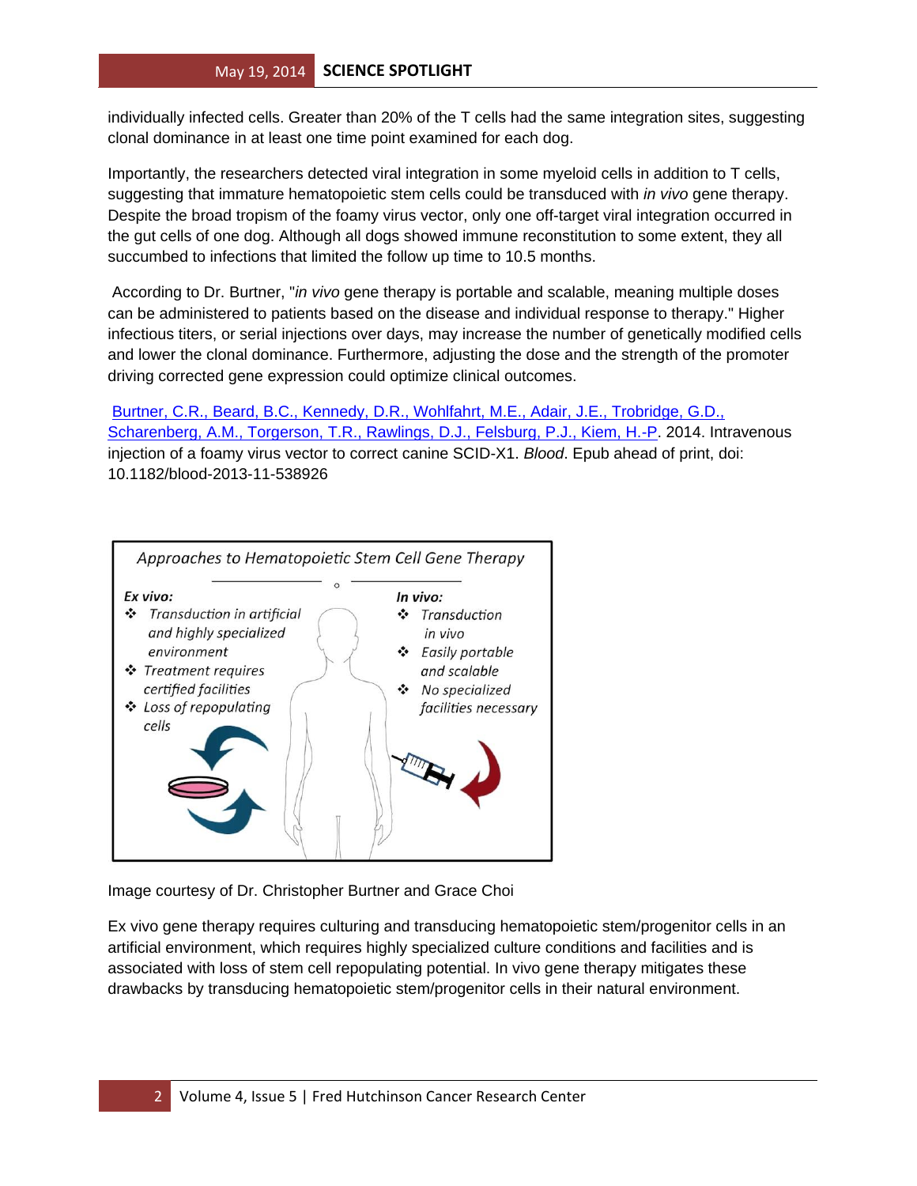individually infected cells. Greater than 20% of the T cells had the same integration sites, suggesting clonal dominance in at least one time point examined for each dog.

Importantly, the researchers detected viral integration in some myeloid cells in addition to T cells, suggesting that immature hematopoietic stem cells could be transduced with *in vivo* gene therapy. Despite the broad tropism of the foamy virus vector, only one off-target viral integration occurred in the gut cells of one dog. Although all dogs showed immune reconstitution to some extent, they all succumbed to infections that limited the follow up time to 10.5 months.

According to Dr. Burtner, "*in vivo* gene therapy is portable and scalable, meaning multiple doses can be administered to patients based on the disease and individual response to therapy." Higher infectious titers, or serial injections over days, may increase the number of genetically modified cells and lower the clonal dominance. Furthermore, adjusting the dose and the strength of the promoter driving corrected gene expression could optimize clinical outcomes.

Burtner, C.R., Beard, B.C., Kennedy, D.R., Wohlfahrt, M.E., Adair, J.E., Trobridge, G.D., Scharenberg, A.M., Torgerson, T.R., Rawlings, D.J., Felsburg, P.J., Kiem, H.-P. 2014. Intravenous injection of a foamy virus vector to correct canine SCID-X1. *Blood*. Epub ahead of print, doi: 10.1182/blood-2013-11-538926

*Approaches to Hematopoietic Stem Cell Gene Therapy*

*Ex vivo:*
- *Transduction in artificial and highly specialized environment*
- *Treatment requires certified facilities*
- *Loss of repopulating cells*

*In vivo:*
- *Transduction in vivo*
- *Easily portable and scalable*
- *No specialized facilities necessary*

Image courtesy of Dr. Christopher Burtner and Grace Choi

Ex vivo gene therapy requires culturing and transducing hematopoietic stem/progenitor cells in an artificial environment, which requires highly specialized culture conditions and facilities and is associated with loss of stem cell repopulating potential. In vivo gene therapy mitigates these drawbacks by transducing hematopoietic stem/progenitor cells in their natural environment.